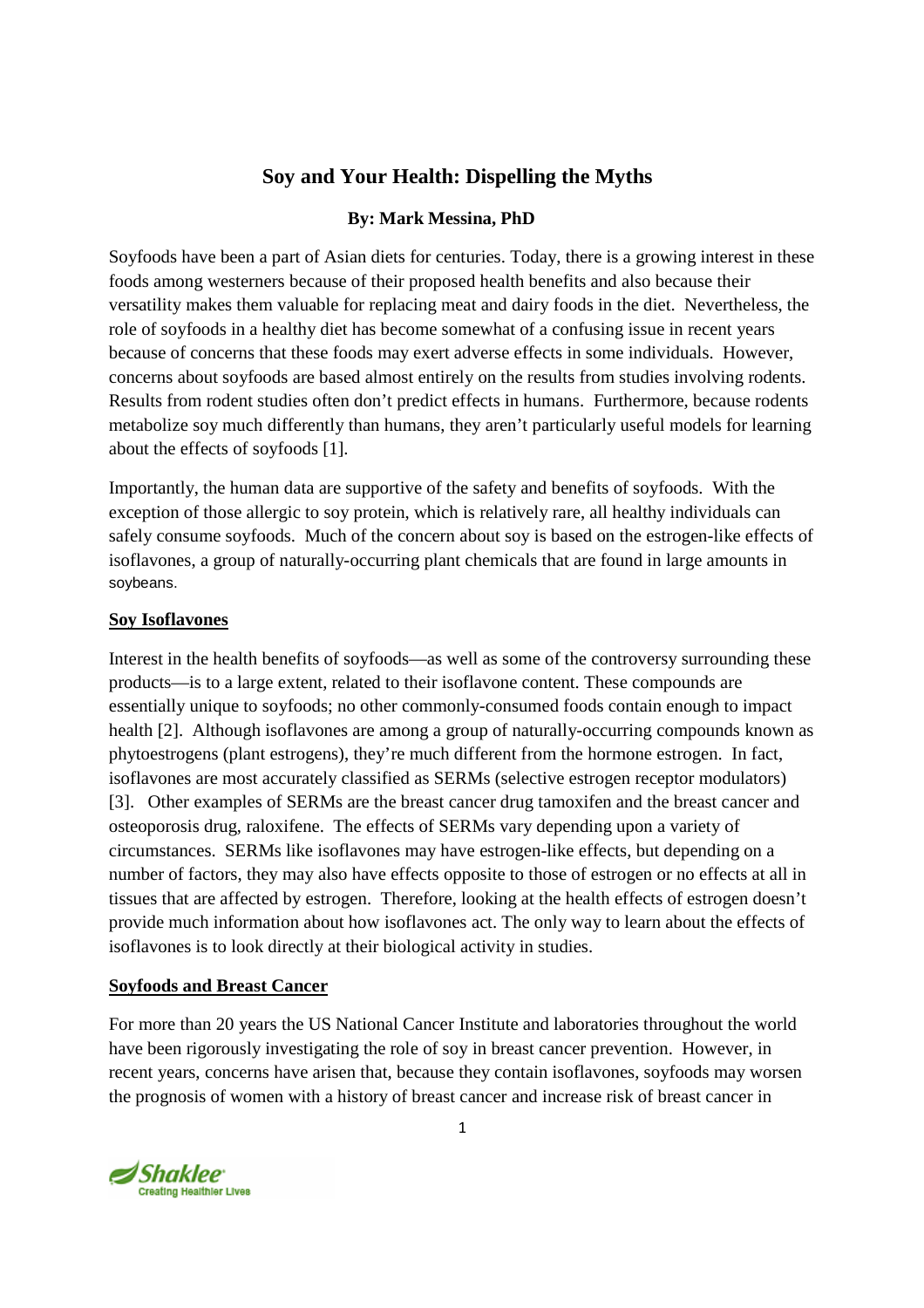# Soy and Your Health: Dispelling the Myths

**By: Mark Messina, PhD**

Soyfoods have been a part of Asian diets for centuries. Today, there is a growing interest in these foods among westerners because of their proposed health benefits and also because their versatility makes them valuable for replacing meat and dairy foods in the diet. Nevertheless, the role of soyfoods in a healthy diet has become somewhat of a confusing issue in recent years because of concerns that these foods may exert adverse effects in some individuals. However, concerns about soyfoods are based almost entirely on the results from studies involving rodents. Results from rodent studies often don't predict effects in humans. Furthermore, because rodents metabolize soy much differently than humans, they aren't particularly useful models for learning about the effects of soyfoods [1].

Importantly, the human data are supportive of the safety and benefits of soyfoods. With the exception of those allergic to soy protein, which is relatively rare, all healthy individuals can safely consume soyfoods. Much of the concern about soy is based on the estrogen-like effects of isoflavones, a group of naturally-occurring plant chemicals that are found in large amounts in soybeans.

## Soy Isoflavones

Interest in the health benefits of soyfoods—as well as some of the controversy surrounding these products—is to a large extent, related to their isoflavone content. These compounds are essentially unique to soyfoods; no other commonly-consumed foods contain enough to impact health [2]. Although isoflavones are among a group of naturally-occurring compounds known as phytoestrogens (plant estrogens), they're much different from the hormone estrogen. In fact, isoflavones are most accurately classified as SERMs (selective estrogen receptor modulators) [3]. Other examples of SERMs are the breast cancer drug tamoxifen and the breast cancer and osteoporosis drug, raloxifene. The effects of SERMs vary depending upon a variety of circumstances. SERMs like isoflavones may have estrogen-like effects, but depending on a number of factors, they may also have effects opposite to those of estrogen or no effects at all in tissues that are affected by estrogen. Therefore, looking at the health effects of estrogen doesn't provide much information about how isoflavones act. The only way to learn about the effects of isoflavones is to look directly at their biological activity in studies.

## Soyfoods and Breast Cancer

For more than 20 years the US National Cancer Institute and laboratories throughout the world have been rigorously investigating the role of soy in breast cancer prevention. However, in recent years, concerns have arisen that, because they contain isoflavones, soyfoods may worsen the prognosis of women with a history of breast cancer and increase risk of breast cancer in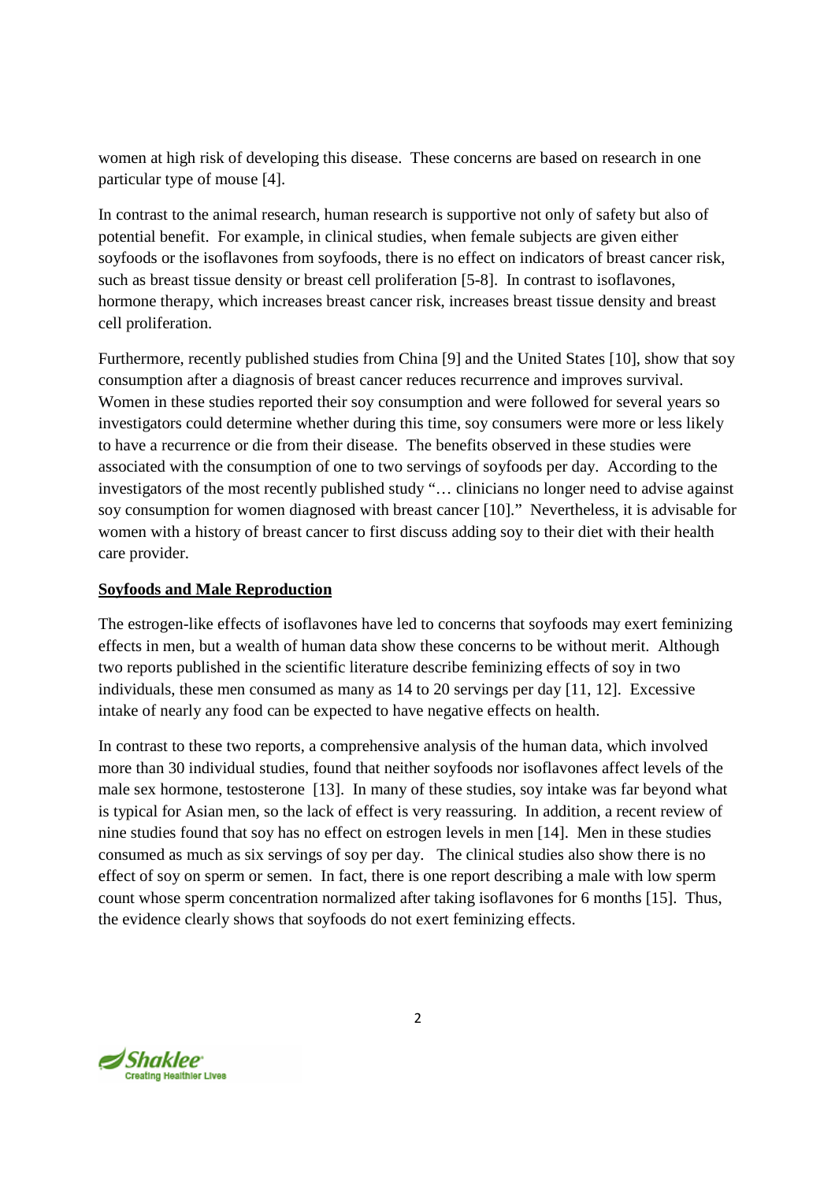women at high risk of developing this disease. These concerns are based on research in one particular type of mouse [4].

In contrast to the animal research, human research is supportive not only of safety but also of potential benefit. For example, in clinical studies, when female subjects are given either soyfoods or the isoflavones from soyfoods, there is no effect on indicators of breast cancer risk, such as breast tissue density or breast cell proliferation [5-8]. In contrast to isoflavones, hormone therapy, which increases breast cancer risk, increases breast tissue density and breast cell proliferation.

Furthermore, recently published studies from China [9] and the United States [10], show that soy consumption after a diagnosis of breast cancer reduces recurrence and improves survival. Women in these studies reported their soy consumption and were followed for several years so investigators could determine whether during this time, soy consumers were more or less likely to have a recurrence or die from their disease. The benefits observed in these studies were associated with the consumption of one to two servings of soyfoods per day. According to the investigators of the most recently published study "… clinicians no longer need to advise against soy consumption for women diagnosed with breast cancer [10]." Nevertheless, it is advisable for women with a history of breast cancer to first discuss adding soy to their diet with their health care provider.

**Soyfoods and Male Reproduction**

The estrogen-like effects of isoflavones have led to concerns that soyfoods may exert feminizing effects in men, but a wealth of human data show these concerns to be without merit. Although two reports published in the scientific literature describe feminizing effects of soy in two individuals, these men consumed as many as 14 to 20 servings per day [11, 12]. Excessive intake of nearly any food can be expected to have negative effects on health.

In contrast to these two reports, a comprehensive analysis of the human data, which involved more than 30 individual studies, found that neither soyfoods nor isoflavones affect levels of the male sex hormone, testosterone [13]. In many of these studies, soy intake was far beyond what is typical for Asian men, so the lack of effect is very reassuring. In addition, a recent review of nine studies found that soy has no effect on estrogen levels in men [14]. Men in these studies consumed as much as six servings of soy per day. The clinical studies also show there is no effect of soy on sperm or semen. In fact, there is one report describing a male with low sperm count whose sperm concentration normalized after taking isoflavones for 6 months [15]. Thus, the evidence clearly shows that soyfoods do not exert feminizing effects.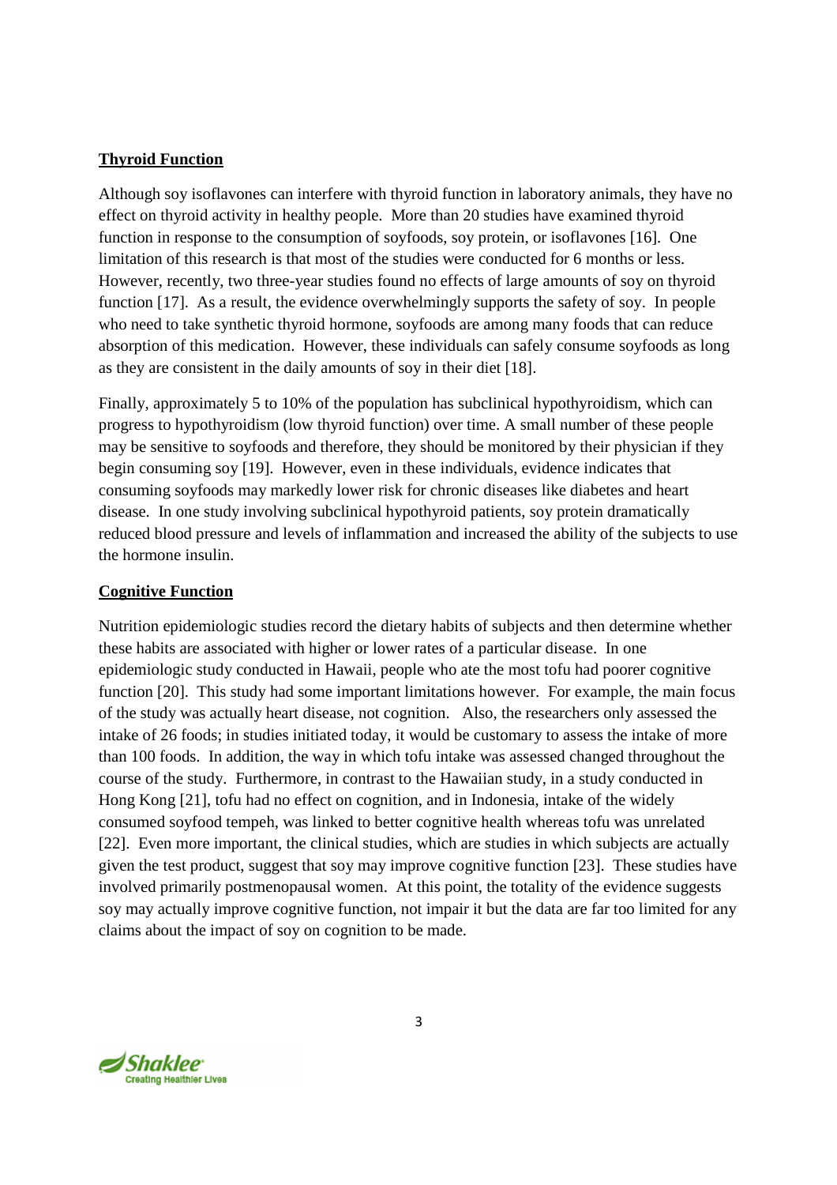## **Thyroid Function**

Although soy isoflavones can interfere with thyroid function in laboratory animals, they have no effect on thyroid activity in healthy people. More than 20 studies have examined thyroid function in response to the consumption of soyfoods, soy protein, or isoflavones [16]. One limitation of this research is that most of the studies were conducted for 6 months or less. However, recently, two three-year studies found no effects of large amounts of soy on thyroid function [17]. As a result, the evidence overwhelmingly supports the safety of soy. In people who need to take synthetic thyroid hormone, soyfoods are among many foods that can reduce absorption of this medication. However, these individuals can safely consume soyfoods as long as they are consistent in the daily amounts of soy in their diet [18].

Finally, approximately 5 to 10% of the population has subclinical hypothyroidism, which can progress to hypothyroidism (low thyroid function) over time. A small number of these people may be sensitive to soyfoods and therefore, they should be monitored by their physician if they begin consuming soy [19]. However, even in these individuals, evidence indicates that consuming soyfoods may markedly lower risk for chronic diseases like diabetes and heart disease. In one study involving subclinical hypothyroid patients, soy protein dramatically reduced blood pressure and levels of inflammation and increased the ability of the subjects to use the hormone insulin.

## **Cognitive Function**

Nutrition epidemiologic studies record the dietary habits of subjects and then determine whether these habits are associated with higher or lower rates of a particular disease. In one epidemiologic study conducted in Hawaii, people who ate the most tofu had poorer cognitive function [20]. This study had some important limitations however. For example, the main focus of the study was actually heart disease, not cognition. Also, the researchers only assessed the intake of 26 foods; in studies initiated today, it would be customary to assess the intake of more than 100 foods. In addition, the way in which tofu intake was assessed changed throughout the course of the study. Furthermore, in contrast to the Hawaiian study, in a study conducted in Hong Kong [21], tofu had no effect on cognition, and in Indonesia, intake of the widely consumed soyfood tempeh, was linked to better cognitive health whereas tofu was unrelated [22]. Even more important, the clinical studies, which are studies in which subjects are actually given the test product, suggest that soy may improve cognitive function [23]. These studies have involved primarily postmenopausal women. At this point, the totality of the evidence suggests soy may actually improve cognitive function, not impair it but the data are far too limited for any claims about the impact of soy on cognition to be made.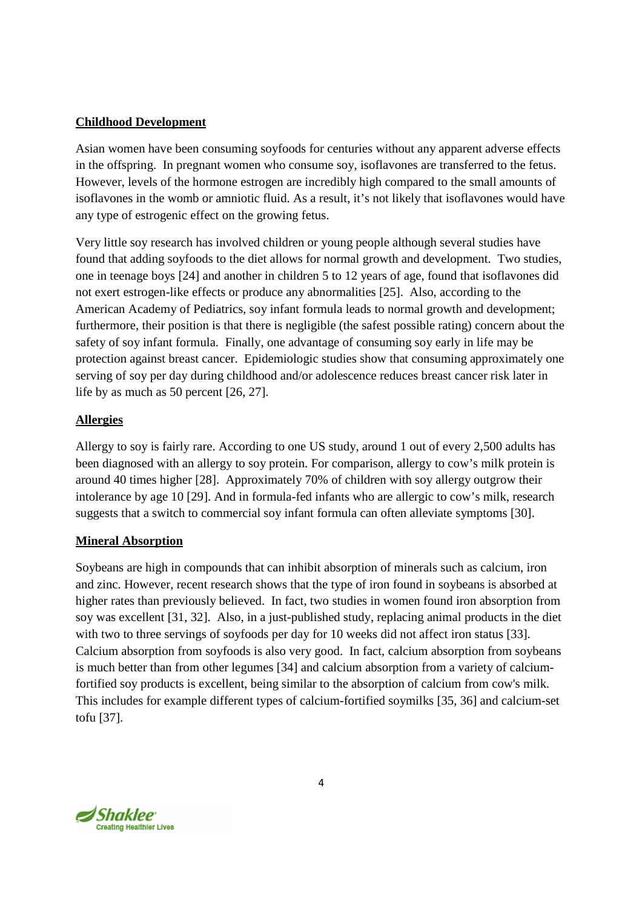**Childhood Development**

Asian women have been consuming soyfoods for centuries without any apparent adverse effects in the offspring. In pregnant women who consume soy, isoflavones are transferred to the fetus. However, levels of the hormone estrogen are incredibly high compared to the small amounts of isoflavones in the womb or amniotic fluid. As a result, it's not likely that isoflavones would have any type of estrogenic effect on the growing fetus.

Very little soy research has involved children or young people although several studies have found that adding soyfoods to the diet allows for normal growth and development. Two studies, one in teenage boys [24] and another in children 5 to 12 years of age, found that isoflavones did not exert estrogen-like effects or produce any abnormalities [25]. Also, according to the American Academy of Pediatrics, soy infant formula leads to normal growth and development; furthermore, their position is that there is negligible (the safest possible rating) concern about the safety of soy infant formula. Finally, one advantage of consuming soy early in life may be protection against breast cancer. Epidemiologic studies show that consuming approximately one serving of soy per day during childhood and/or adolescence reduces breast cancer risk later in life by as much as 50 percent [26, 27].

**Allergies**

Allergy to soy is fairly rare. According to one US study, around 1 out of every 2,500 adults has been diagnosed with an allergy to soy protein. For comparison, allergy to cow's milk protein is around 40 times higher [28]. Approximately 70% of children with soy allergy outgrow their intolerance by age 10 [29]. And in formula-fed infants who are allergic to cow's milk, research suggests that a switch to commercial soy infant formula can often alleviate symptoms [30].

**Mineral Absorption**

Soybeans are high in compounds that can inhibit absorption of minerals such as calcium, iron and zinc. However, recent research shows that the type of iron found in soybeans is absorbed at higher rates than previously believed. In fact, two studies in women found iron absorption from soy was excellent [31, 32]. Also, in a just-published study, replacing animal products in the diet with two to three servings of soyfoods per day for 10 weeks did not affect iron status [33]. Calcium absorption from soyfoods is also very good. In fact, calcium absorption from soybeans is much better than from other legumes [34] and calcium absorption from a variety of calcium-fortified soy products is excellent, being similar to the absorption of calcium from cow's milk. This includes for example different types of calcium-fortified soymilks [35, 36] and calcium-set tofu [37].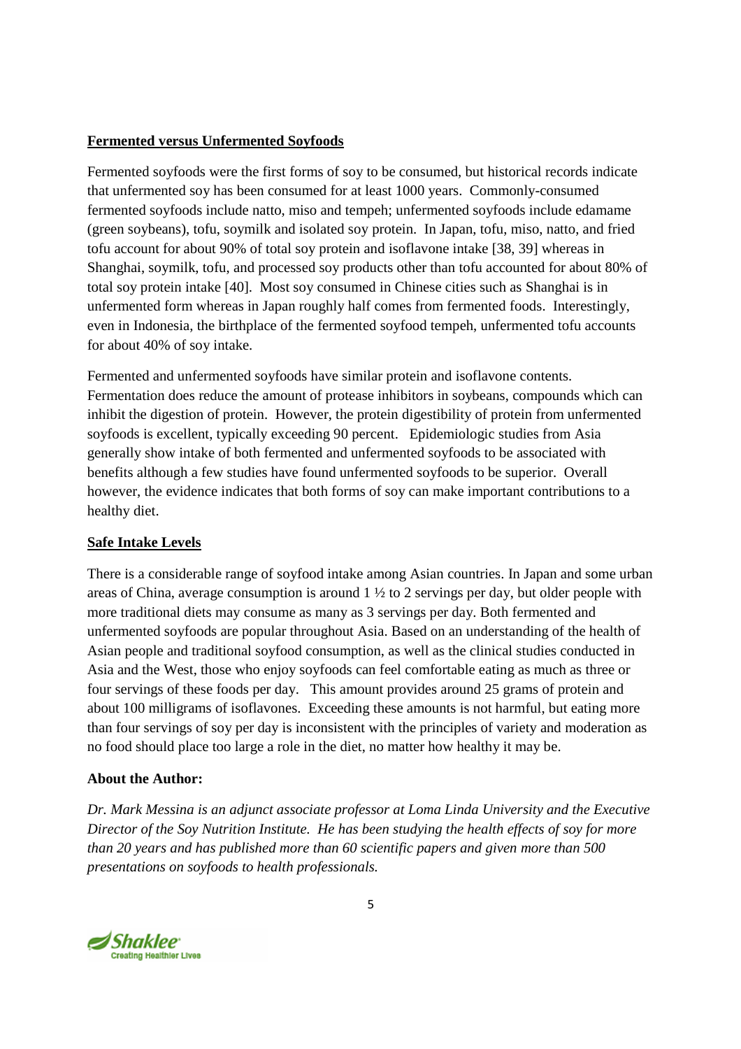**Fermented versus Unfermented Soyfoods**

Fermented soyfoods were the first forms of soy to be consumed, but historical records indicate that unfermented soy has been consumed for at least 1000 years. Commonly-consumed fermented soyfoods include natto, miso and tempeh; unfermented soyfoods include edamame (green soybeans), tofu, soymilk and isolated soy protein. In Japan, tofu, miso, natto, and fried tofu account for about 90% of total soy protein and isoflavone intake [38, 39] whereas in Shanghai, soymilk, tofu, and processed soy products other than tofu accounted for about 80% of total soy protein intake [40]. Most soy consumed in Chinese cities such as Shanghai is in unfermented form whereas in Japan roughly half comes from fermented foods. Interestingly, even in Indonesia, the birthplace of the fermented soyfood tempeh, unfermented tofu accounts for about 40% of soy intake.

Fermented and unfermented soyfoods have similar protein and isoflavone contents. Fermentation does reduce the amount of protease inhibitors in soybeans, compounds which can inhibit the digestion of protein. However, the protein digestibility of protein from unfermented soyfoods is excellent, typically exceeding 90 percent. Epidemiologic studies from Asia generally show intake of both fermented and unfermented soyfoods to be associated with benefits although a few studies have found unfermented soyfoods to be superior. Overall however, the evidence indicates that both forms of soy can make important contributions to a healthy diet.

**Safe Intake Levels**

There is a considerable range of soyfood intake among Asian countries. In Japan and some urban areas of China, average consumption is around 1 ½ to 2 servings per day, but older people with more traditional diets may consume as many as 3 servings per day. Both fermented and unfermented soyfoods are popular throughout Asia. Based on an understanding of the health of Asian people and traditional soyfood consumption, as well as the clinical studies conducted in Asia and the West, those who enjoy soyfoods can feel comfortable eating as much as three or four servings of these foods per day. This amount provides around 25 grams of protein and about 100 milligrams of isoflavones. Exceeding these amounts is not harmful, but eating more than four servings of soy per day is inconsistent with the principles of variety and moderation as no food should place too large a role in the diet, no matter how healthy it may be.

**About the Author:**

*Dr. Mark Messina is an adjunct associate professor at Loma Linda University and the Executive Director of the Soy Nutrition Institute. He has been studying the health effects of soy for more than 20 years and has published more than 60 scientific papers and given more than 500 presentations on soyfoods to health professionals.*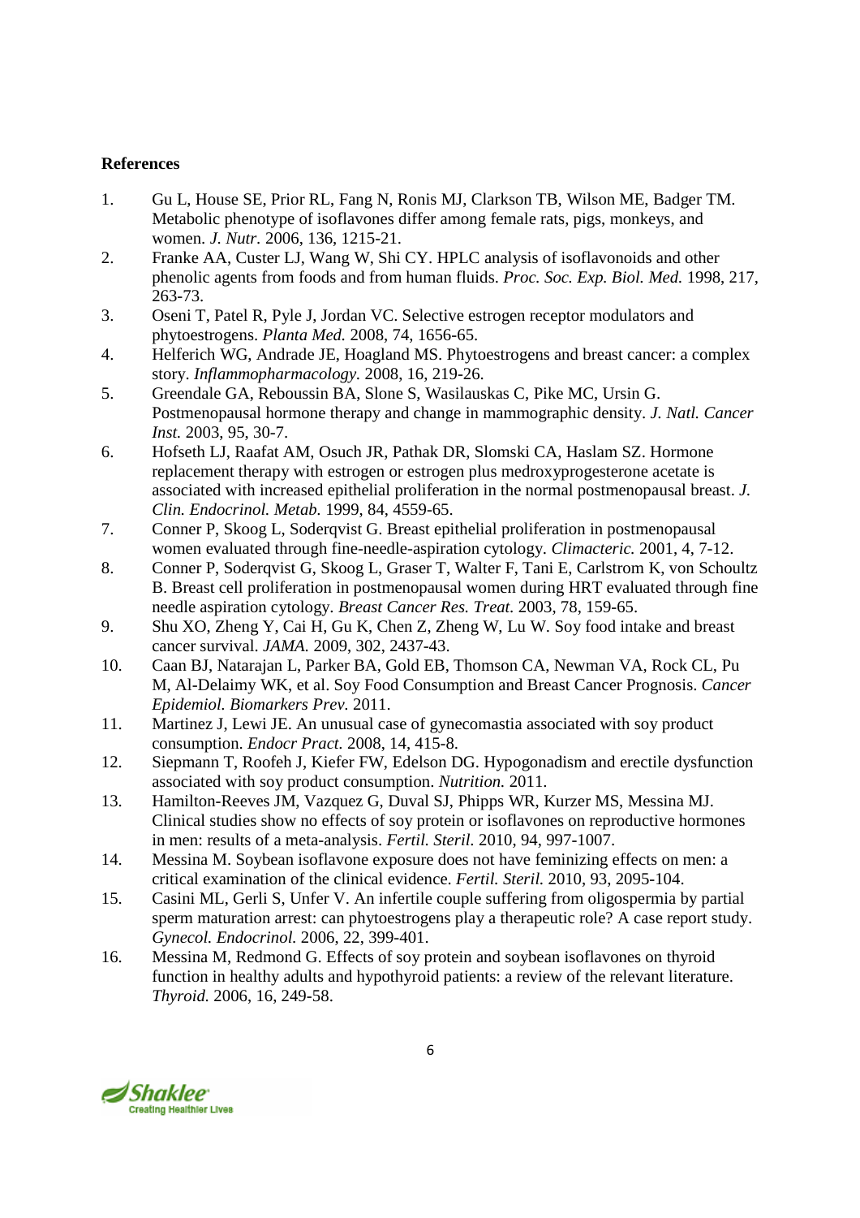**References**

1. Gu L, House SE, Prior RL, Fang N, Ronis MJ, Clarkson TB, Wilson ME, Badger TM. Metabolic phenotype of isoflavones differ among female rats, pigs, monkeys, and women. *J. Nutr.* 2006, 136, 1215-21.
2. Franke AA, Custer LJ, Wang W, Shi CY. HPLC analysis of isoflavonoids and other phenolic agents from foods and from human fluids. *Proc. Soc. Exp. Biol. Med.* 1998, 217, 263-73.
3. Oseni T, Patel R, Pyle J, Jordan VC. Selective estrogen receptor modulators and phytoestrogens. *Planta Med.* 2008, 74, 1656-65.
4. Helferich WG, Andrade JE, Hoagland MS. Phytoestrogens and breast cancer: a complex story. *Inflammopharmacology.* 2008, 16, 219-26.
5. Greendale GA, Reboussin BA, Slone S, Wasilauskas C, Pike MC, Ursin G. Postmenopausal hormone therapy and change in mammographic density. *J. Natl. Cancer Inst.* 2003, 95, 30-7.
6. Hofseth LJ, Raafat AM, Osuch JR, Pathak DR, Slomski CA, Haslam SZ. Hormone replacement therapy with estrogen or estrogen plus medroxyprogesterone acetate is associated with increased epithelial proliferation in the normal postmenopausal breast. *J. Clin. Endocrinol. Metab.* 1999, 84, 4559-65.
7. Conner P, Skoog L, Soderqvist G. Breast epithelial proliferation in postmenopausal women evaluated through fine-needle-aspiration cytology. *Climacteric.* 2001, 4, 7-12.
8. Conner P, Soderqvist G, Skoog L, Graser T, Walter F, Tani E, Carlstrom K, von Schoultz B. Breast cell proliferation in postmenopausal women during HRT evaluated through fine needle aspiration cytology. *Breast Cancer Res. Treat.* 2003, 78, 159-65.
9. Shu XO, Zheng Y, Cai H, Gu K, Chen Z, Zheng W, Lu W. Soy food intake and breast cancer survival. *JAMA.* 2009, 302, 2437-43.
10. Caan BJ, Natarajan L, Parker BA, Gold EB, Thomson CA, Newman VA, Rock CL, Pu M, Al-Delaimy WK, et al. Soy Food Consumption and Breast Cancer Prognosis. *Cancer Epidemiol. Biomarkers Prev.* 2011.
11. Martinez J, Lewi JE. An unusual case of gynecomastia associated with soy product consumption. *Endocr Pract.* 2008, 14, 415-8.
12. Siepmann T, Roofeh J, Kiefer FW, Edelson DG. Hypogonadism and erectile dysfunction associated with soy product consumption. *Nutrition.* 2011.
13. Hamilton-Reeves JM, Vazquez G, Duval SJ, Phipps WR, Kurzer MS, Messina MJ. Clinical studies show no effects of soy protein or isoflavones on reproductive hormones in men: results of a meta-analysis. *Fertil. Steril.* 2010, 94, 997-1007.
14. Messina M. Soybean isoflavone exposure does not have feminizing effects on men: a critical examination of the clinical evidence. *Fertil. Steril.* 2010, 93, 2095-104.
15. Casini ML, Gerli S, Unfer V. An infertile couple suffering from oligospermia by partial sperm maturation arrest: can phytoestrogens play a therapeutic role? A case report study. *Gynecol. Endocrinol.* 2006, 22, 399-401.
16. Messina M, Redmond G. Effects of soy protein and soybean isoflavones on thyroid function in healthy adults and hypothyroid patients: a review of the relevant literature. *Thyroid.* 2006, 16, 249-58.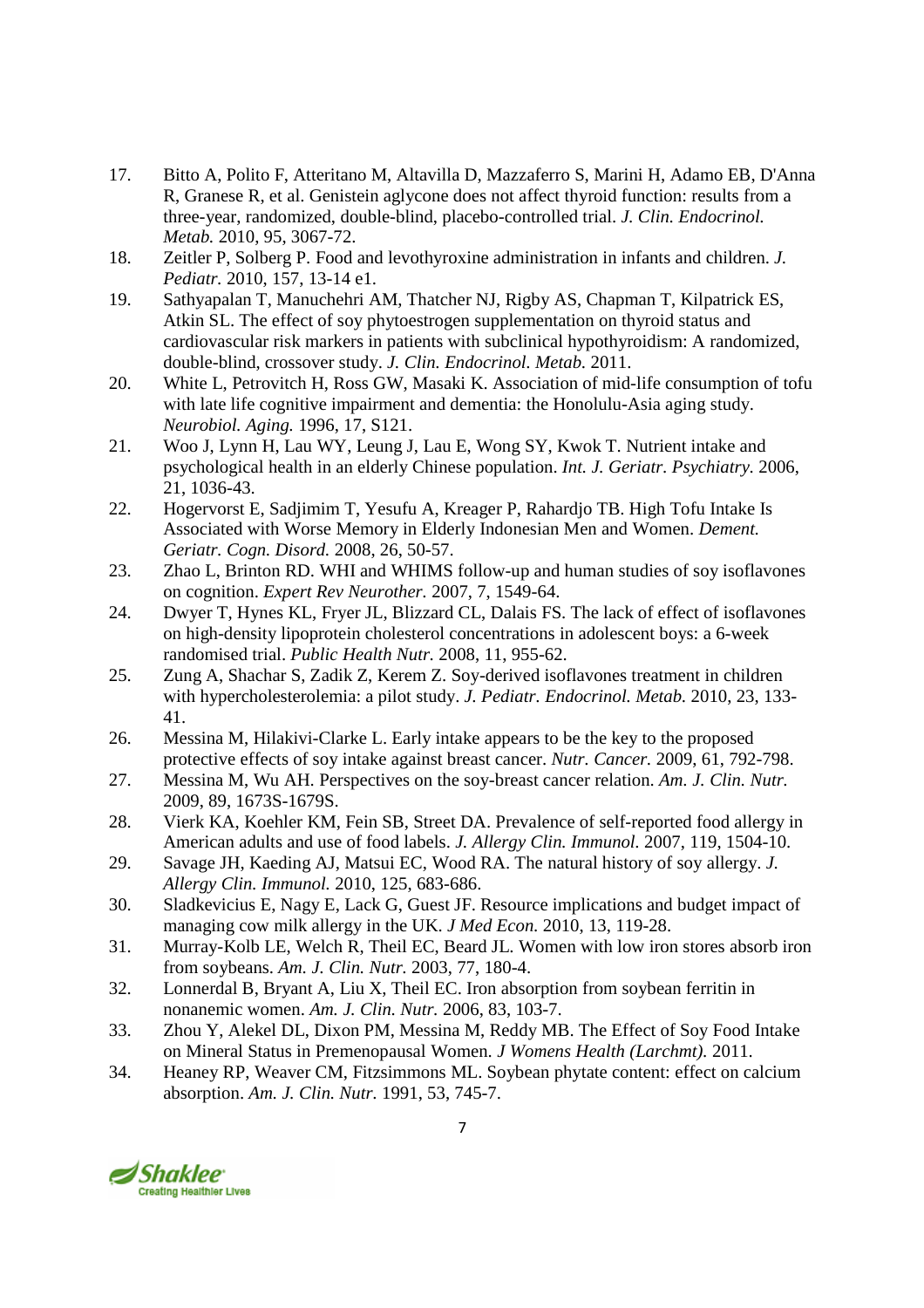17. Bitto A, Polito F, Atteritano M, Altavilla D, Mazzaferro S, Marini H, Adamo EB, D'Anna R, Granese R, et al. Genistein aglycone does not affect thyroid function: results from a three-year, randomized, double-blind, placebo-controlled trial. *J. Clin. Endocrinol. Metab.* 2010, 95, 3067-72.
18. Zeitler P, Solberg P. Food and levothyroxine administration in infants and children. *J. Pediatr.* 2010, 157, 13-14 e1.
19. Sathyapalan T, Manuchehri AM, Thatcher NJ, Rigby AS, Chapman T, Kilpatrick ES, Atkin SL. The effect of soy phytoestrogen supplementation on thyroid status and cardiovascular risk markers in patients with subclinical hypothyroidism: A randomized, double-blind, crossover study. *J. Clin. Endocrinol. Metab.* 2011.
20. White L, Petrovitch H, Ross GW, Masaki K. Association of mid-life consumption of tofu with late life cognitive impairment and dementia: the Honolulu-Asia aging study. *Neurobiol. Aging.* 1996, 17, S121.
21. Woo J, Lynn H, Lau WY, Leung J, Lau E, Wong SY, Kwok T. Nutrient intake and psychological health in an elderly Chinese population. *Int. J. Geriatr. Psychiatry.* 2006, 21, 1036-43.
22. Hogervorst E, Sadjimim T, Yesufu A, Kreager P, Rahardjo TB. High Tofu Intake Is Associated with Worse Memory in Elderly Indonesian Men and Women. *Dement. Geriatr. Cogn. Disord.* 2008, 26, 50-57.
23. Zhao L, Brinton RD. WHI and WHIMS follow-up and human studies of soy isoflavones on cognition. *Expert Rev Neurother.* 2007, 7, 1549-64.
24. Dwyer T, Hynes KL, Fryer JL, Blizzard CL, Dalais FS. The lack of effect of isoflavones on high-density lipoprotein cholesterol concentrations in adolescent boys: a 6-week randomised trial. *Public Health Nutr.* 2008, 11, 955-62.
25. Zung A, Shachar S, Zadik Z, Kerem Z. Soy-derived isoflavones treatment in children with hypercholesterolemia: a pilot study. *J. Pediatr. Endocrinol. Metab.* 2010, 23, 133-41.
26. Messina M, Hilakivi-Clarke L. Early intake appears to be the key to the proposed protective effects of soy intake against breast cancer. *Nutr. Cancer.* 2009, 61, 792-798.
27. Messina M, Wu AH. Perspectives on the soy-breast cancer relation. *Am. J. Clin. Nutr.* 2009, 89, 1673S-1679S.
28. Vierk KA, Koehler KM, Fein SB, Street DA. Prevalence of self-reported food allergy in American adults and use of food labels. *J. Allergy Clin. Immunol.* 2007, 119, 1504-10.
29. Savage JH, Kaeding AJ, Matsui EC, Wood RA. The natural history of soy allergy. *J. Allergy Clin. Immunol.* 2010, 125, 683-686.
30. Sladkevicius E, Nagy E, Lack G, Guest JF. Resource implications and budget impact of managing cow milk allergy in the UK. *J Med Econ.* 2010, 13, 119-28.
31. Murray-Kolb LE, Welch R, Theil EC, Beard JL. Women with low iron stores absorb iron from soybeans. *Am. J. Clin. Nutr.* 2003, 77, 180-4.
32. Lonnerdal B, Bryant A, Liu X, Theil EC. Iron absorption from soybean ferritin in nonanemic women. *Am. J. Clin. Nutr.* 2006, 83, 103-7.
33. Zhou Y, Alekel DL, Dixon PM, Messina M, Reddy MB. The Effect of Soy Food Intake on Mineral Status in Premenopausal Women. *J Womens Health (Larchmt).* 2011.
34. Heaney RP, Weaver CM, Fitzsimmons ML. Soybean phytate content: effect on calcium absorption. *Am. J. Clin. Nutr.* 1991, 53, 745-7.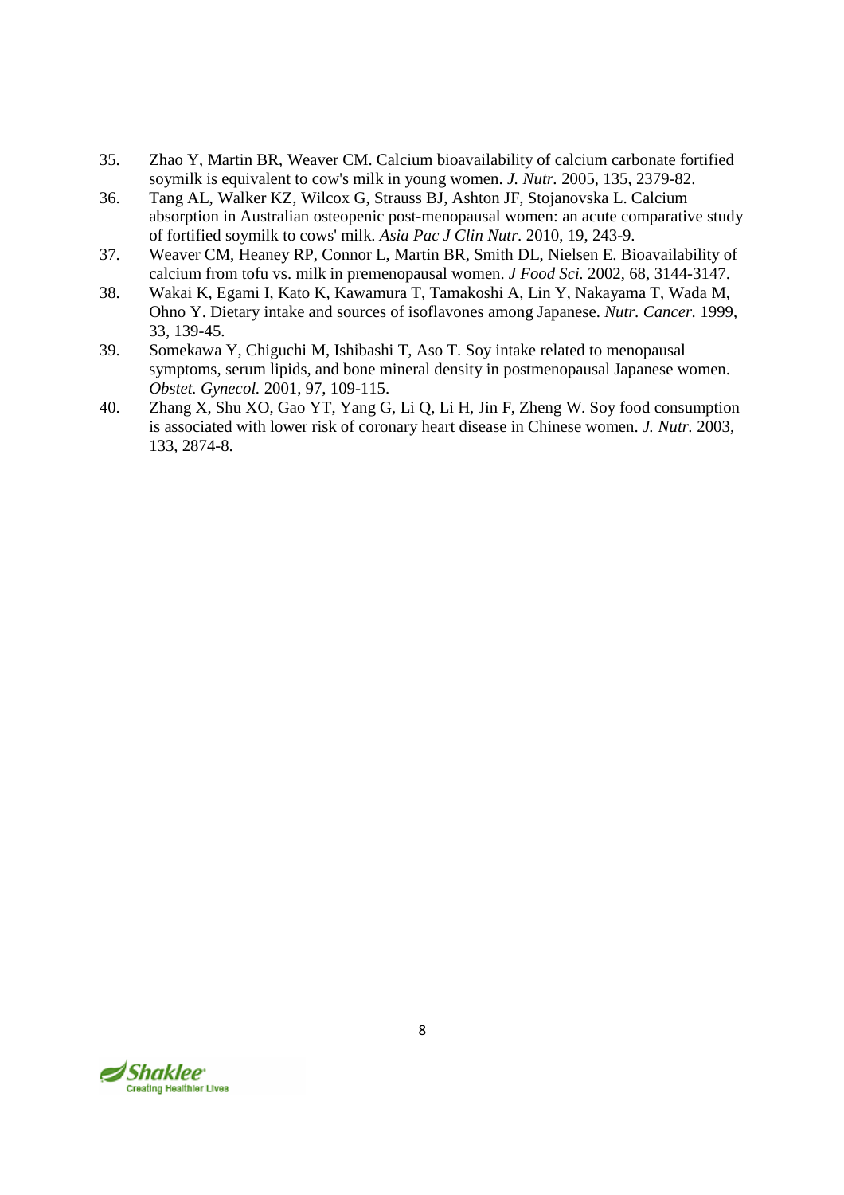35. Zhao Y, Martin BR, Weaver CM. Calcium bioavailability of calcium carbonate fortified soymilk is equivalent to cow's milk in young women. *J. Nutr.* 2005, 135, 2379-82.
36. Tang AL, Walker KZ, Wilcox G, Strauss BJ, Ashton JF, Stojanovska L. Calcium absorption in Australian osteopenic post-menopausal women: an acute comparative study of fortified soymilk to cows' milk. *Asia Pac J Clin Nutr*. 2010, 19, 243-9.
37. Weaver CM, Heaney RP, Connor L, Martin BR, Smith DL, Nielsen E. Bioavailability of calcium from tofu vs. milk in premenopausal women. *J Food Sci.* 2002, 68, 3144-3147.
38. Wakai K, Egami I, Kato K, Kawamura T, Tamakoshi A, Lin Y, Nakayama T, Wada M, Ohno Y. Dietary intake and sources of isoflavones among Japanese. *Nutr. Cancer.* 1999, 33, 139-45.
39. Somekawa Y, Chiguchi M, Ishibashi T, Aso T. Soy intake related to menopausal symptoms, serum lipids, and bone mineral density in postmenopausal Japanese women. *Obstet. Gynecol.* 2001, 97, 109-115.
40. Zhang X, Shu XO, Gao YT, Yang G, Li Q, Li H, Jin F, Zheng W. Soy food consumption is associated with lower risk of coronary heart disease in Chinese women. *J. Nutr.* 2003, 133, 2874-8.